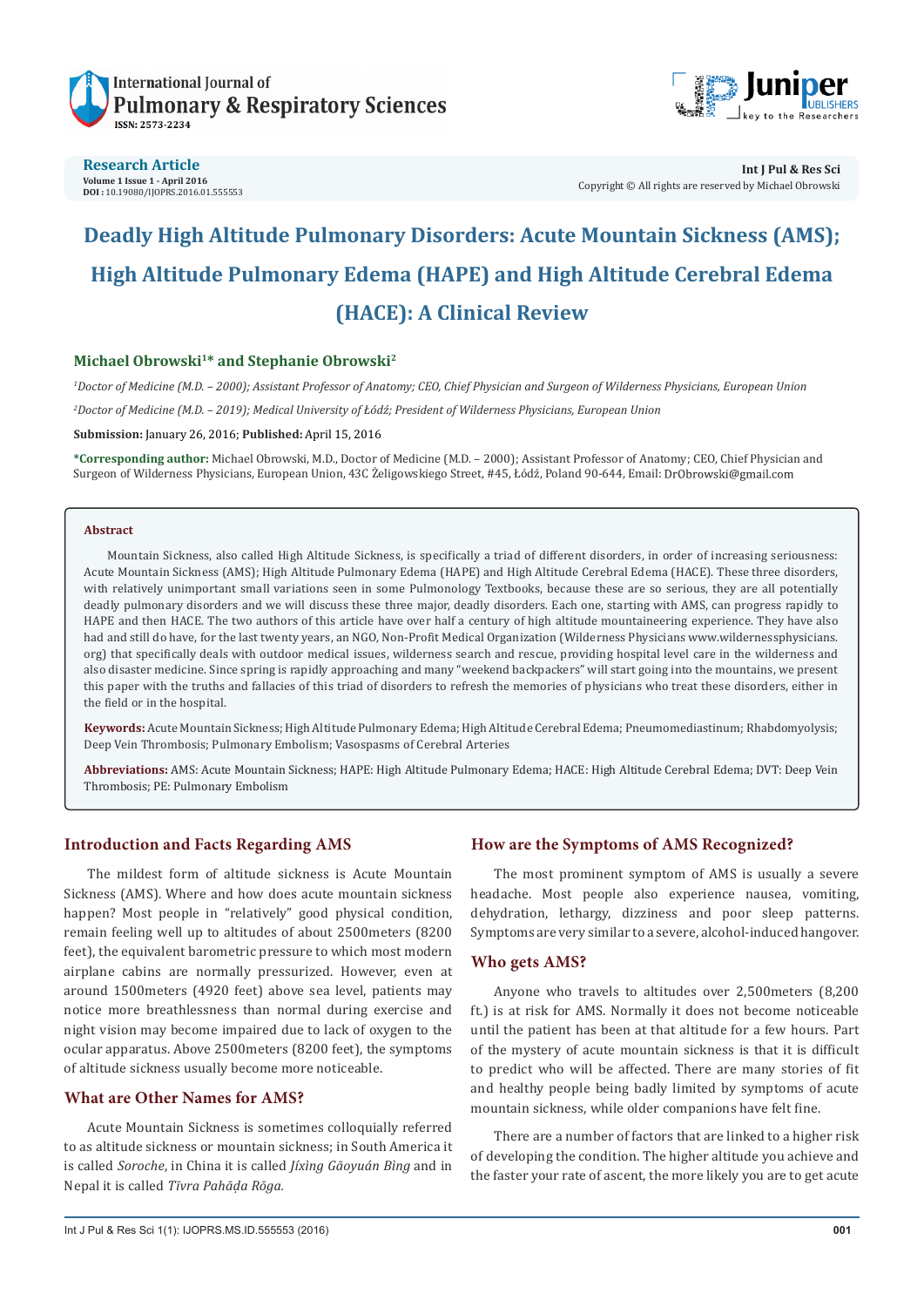Research Article
Volume 1 Issue 1 - April 2016
DOI : 10.19080/IJOPRS.2016.01.555553

Int J Pul & Res Sci
Copyright © All rights are reserved by Michael Obrowski

# Deadly High Altitude Pulmonary Disorders: Acute Mountain Sickness (AMS); High Altitude Pulmonary Edema (HAPE) and High Altitude Cerebral Edema (HACE): A Clinical Review

**Michael Obrowski[1]\* and Stephanie Obrowski[2]**

*[1]Doctor of Medicine (M.D. – 2000); Assistant Professor of Anatomy; CEO, Chief Physician and Surgeon of Wilderness Physicians, European Union*

*[2]Doctor of Medicine (M.D. – 2019); Medical University of Łódź; President of Wilderness Physicians, European Union*

**Submission:** January 26, 2016; **Published:** April 15, 2016

**\*Corresponding author:** Michael Obrowski, M.D., Doctor of Medicine (M.D. – 2000); Assistant Professor of Anatomy; CEO, Chief Physician and Surgeon of Wilderness Physicians, European Union, 43C Żeligowskiego Street, #45, Łódź, Poland 90-644, Email: DrObrowski@gmail.com

## Abstract

Mountain Sickness, also called High Altitude Sickness, is specifically a triad of different disorders, in order of increasing seriousness: Acute Mountain Sickness (AMS); High Altitude Pulmonary Edema (HAPE) and High Altitude Cerebral Edema (HACE). These three disorders, with relatively unimportant small variations seen in some Pulmonology Textbooks, because these are so serious, they are all potentially deadly pulmonary disorders and we will discuss these three major, deadly disorders. Each one, starting with AMS, can progress rapidly to HAPE and then HACE. The two authors of this article have over half a century of high altitude mountaineering experience. They have also had and still do have, for the last twenty years, an NGO, Non-Profit Medical Organization (Wilderness Physicians www.wildernessphysicians.org) that specifically deals with outdoor medical issues, wilderness search and rescue, providing hospital level care in the wilderness and also disaster medicine. Since spring is rapidly approaching and many "weekend backpackers" will start going into the mountains, we present this paper with the truths and fallacies of this triad of disorders to refresh the memories of physicians who treat these disorders, either in the field or in the hospital.

**Keywords:** Acute Mountain Sickness; High Altitude Pulmonary Edema; High Altitude Cerebral Edema; Pneumomediastinum; Rhabdomyolysis; Deep Vein Thrombosis; Pulmonary Embolism; Vasospasms of Cerebral Arteries

**Abbreviations:** AMS: Acute Mountain Sickness; HAPE: High Altitude Pulmonary Edema; HACE: High Altitude Cerebral Edema; DVT: Deep Vein Thrombosis; PE: Pulmonary Embolism

## Introduction and Facts Regarding AMS

The mildest form of altitude sickness is Acute Mountain Sickness (AMS). Where and how does acute mountain sickness happen? Most people in "relatively" good physical condition, remain feeling well up to altitudes of about 2500meters (8200 feet), the equivalent barometric pressure to which most modern airplane cabins are normally pressurized. However, even at around 1500meters (4920 feet) above sea level, patients may notice more breathlessness than normal during exercise and night vision may become impaired due to lack of oxygen to the ocular apparatus. Above 2500meters (8200 feet), the symptoms of altitude sickness usually become more noticeable.

## What are Other Names for AMS?

Acute Mountain Sickness is sometimes colloquially referred to as altitude sickness or mountain sickness; in South America it is called *Soroche*, in China it is called *Jíxìng Gāoyuán Bìng* and in Nepal it is called *Tīvra Pahāḍa Rōga.*

## How are the Symptoms of AMS Recognized?

The most prominent symptom of AMS is usually a severe headache. Most people also experience nausea, vomiting, dehydration, lethargy, dizziness and poor sleep patterns. Symptoms are very similar to a severe, alcohol-induced hangover.

## Who gets AMS?

Anyone who travels to altitudes over 2,500meters (8,200 ft.) is at risk for AMS. Normally it does not become noticeable until the patient has been at that altitude for a few hours. Part of the mystery of acute mountain sickness is that it is difficult to predict who will be affected. There are many stories of fit and healthy people being badly limited by symptoms of acute mountain sickness, while older companions have felt fine.

There are a number of factors that are linked to a higher risk of developing the condition. The higher altitude you achieve and the faster your rate of ascent, the more likely you are to get acute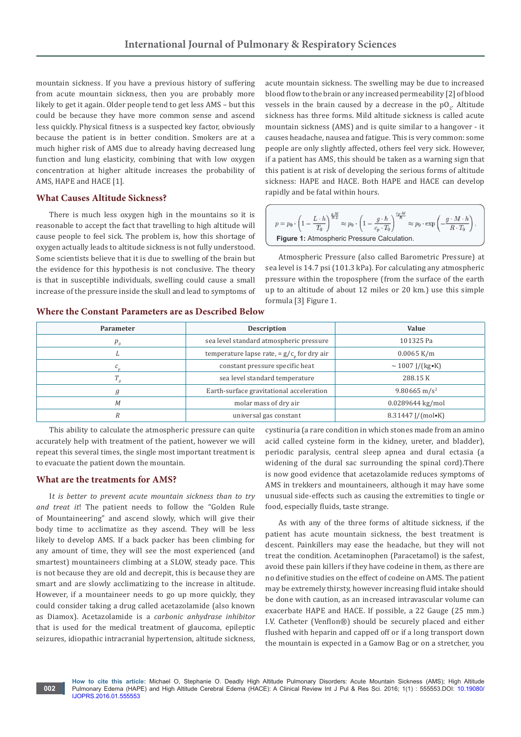mountain sickness. If you have a previous history of suffering from acute mountain sickness, then you are probably more likely to get it again. Older people tend to get less AMS – but this could be because they have more common sense and ascend less quickly. Physical fitness is a suspected key factor, obviously because the patient is in better condition. Smokers are at a much higher risk of AMS due to already having decreased lung function and lung elasticity, combining that with low oxygen concentration at higher altitude increases the probability of AMS, HAPE and HACE [1].

## What Causes Altitude Sickness?

There is much less oxygen high in the mountains so it is reasonable to accept the fact that travelling to high altitude will cause people to feel sick. The problem is, how this shortage of oxygen actually leads to altitude sickness is not fully understood. Some scientists believe that it is due to swelling of the brain but the evidence for this hypothesis is not conclusive. The theory is that in susceptible individuals, swelling could cause a small increase of the pressure inside the skull and lead to symptoms of acute mountain sickness. The swelling may be due to increased blood flow to the brain or any increased permeability [2] of blood vessels in the brain caused by a decrease in the $pO_2$. Altitude sickness has three forms. Mild altitude sickness is called acute mountain sickness (AMS) and is quite similar to a hangover - it causes headache, nausea and fatigue. This is very common: some people are only slightly affected, others feel very sick. However, if a patient has AMS, this should be taken as a warning sign that this patient is at risk of developing the serious forms of altitude sickness: HAPE and HACE. Both HAPE and HACE can develop rapidly and be fatal within hours.

$$p = p_0 \cdot \left(1 - \frac{L \cdot h}{T_0}\right)^{\frac{g \cdot M}{R \cdot L}} \approx p_0 \cdot \left(1 - \frac{g \cdot h}{c_p \cdot T_0}\right)^{\frac{c_p \cdot M}{R}} \approx p_0 \cdot \exp\left(-\frac{g \cdot M \cdot h}{R \cdot T_0}\right),$$

**Figure 1:** Atmospheric Pressure Calculation.

Atmospheric Pressure (also called Barometric Pressure) at sea level is 14.7 psi (101.3 kPa). For calculating any atmospheric pressure within the troposphere (from the surface of the earth up to an altitude of about 12 miles or 20 km.) use this simple formula [3] Figure 1.

## Where the Constant Parameters are as Described Below

| Parameter | Description | Value |
|---|---|---|
| $p_0$ | sea level standard atmospheric pressure | 101325 Pa |
| $L$ | temperature lapse rate, = $g/c_p$ for dry air | 0.0065 K/m |
| $c_p$ | constant pressure specific heat | ~ 1007 J/(kg•K) |
| $T_0$ | sea level standard temperature | 288.15 K |
| $g$ | Earth-surface gravitational acceleration | 9.80665 $m/s^2$ |
| $M$ | molar mass of dry air | 0.0289644 kg/mol |
| $R$ | universal gas constant | 8.31447 J/(mol•K) |

This ability to calculate the atmospheric pressure can quite accurately help with treatment of the patient, however we will repeat this several times, the single most important treatment is to evacuate the patient down the mountain.

## What are the treatments for AMS?

I*t is better to prevent acute mountain sickness than to try and treat it*! The patient needs to follow the "Golden Rule of Mountaineering" and ascend slowly, which will give their body time to acclimatize as they ascend. They will be less likely to develop AMS. If a back packer has been climbing for any amount of time, they will see the most experienced (and smartest) mountaineers climbing at a SLOW, steady pace. This is not because they are old and decrepit, this is because they are smart and are slowly acclimatizing to the increase in altitude. However, if a mountaineer needs to go up more quickly, they could consider taking a drug called acetazolamide (also known as Diamox). Acetazolamide is a *carbonic anhydrase inhibitor* that is used for the medical treatment of glaucoma, epileptic seizures, idiopathic intracranial hypertension, altitude sickness, cystinuria (a rare condition in which stones made from an amino acid called cysteine form in the kidney, ureter, and bladder), periodic paralysis, central sleep apnea and dural ectasia (a widening of the dural sac surrounding the spinal cord).There is now good evidence that acetazolamide reduces symptoms of AMS in trekkers and mountaineers, although it may have some unusual side-effects such as causing the extremities to tingle or food, especially fluids, taste strange.

As with any of the three forms of altitude sickness, if the patient has acute mountain sickness, the best treatment is descent. Painkillers may ease the headache, but they will not treat the condition. Acetaminophen (Paracetamol) is the safest, avoid these pain killers if they have codeine in them, as there are no definitive studies on the effect of codeine on AMS. The patient may be extremely thirsty, however increasing fluid intake should be done with caution, as an increased intravascular volume can exacerbate HAPE and HACE. If possible, a 22 Gauge (25 mm.) I.V. Catheter (Venflon®) should be securely placed and either flushed with heparin and capped off or if a long transport down the mountain is expected in a Gamow Bag or on a stretcher, you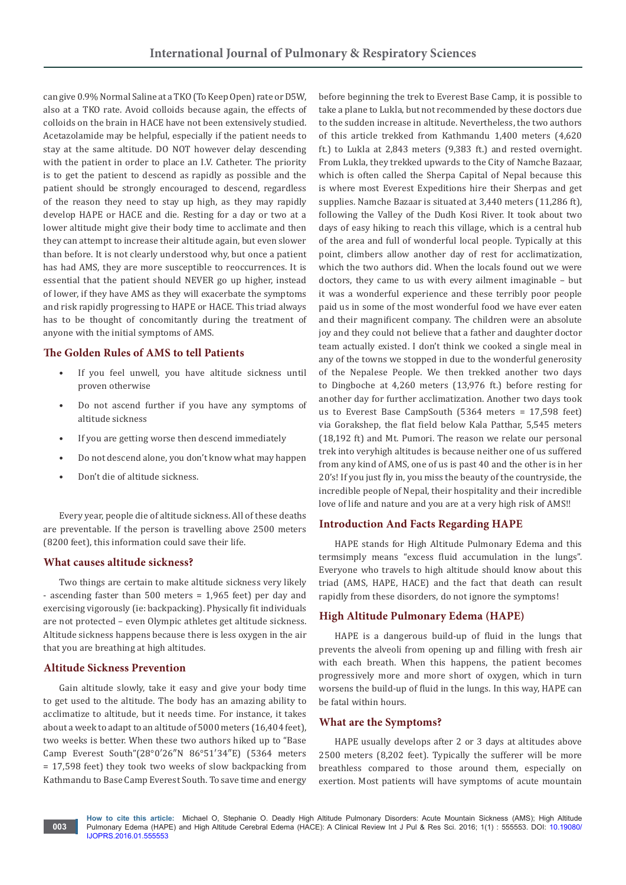can give 0.9% Normal Saline at a TKO (To Keep Open) rate or D5W, also at a TKO rate. Avoid colloids because again, the effects of colloids on the brain in HACE have not been extensively studied. Acetazolamide may be helpful, especially if the patient needs to stay at the same altitude. DO NOT however delay descending with the patient in order to place an I.V. Catheter. The priority is to get the patient to descend as rapidly as possible and the patient should be strongly encouraged to descend, regardless of the reason they need to stay up high, as they may rapidly develop HAPE or HACE and die. Resting for a day or two at a lower altitude might give their body time to acclimate and then they can attempt to increase their altitude again, but even slower than before. It is not clearly understood why, but once a patient has had AMS, they are more susceptible to reoccurrences. It is essential that the patient should NEVER go up higher, instead of lower, if they have AMS as they will exacerbate the symptoms and risk rapidly progressing to HAPE or HACE. This triad always has to be thought of concomitantly during the treatment of anyone with the initial symptoms of AMS.

## The Golden Rules of AMS to tell Patients

- If you feel unwell, you have altitude sickness until proven otherwise
- Do not ascend further if you have any symptoms of altitude sickness
- If you are getting worse then descend immediately
- Do not descend alone, you don't know what may happen
- Don't die of altitude sickness.

Every year, people die of altitude sickness. All of these deaths are preventable. If the person is travelling above 2500 meters (8200 feet), this information could save their life.

## What causes altitude sickness?

Two things are certain to make altitude sickness very likely - ascending faster than 500 meters = 1,965 feet) per day and exercising vigorously (ie: backpacking). Physically fit individuals are not protected – even Olympic athletes get altitude sickness. Altitude sickness happens because there is less oxygen in the air that you are breathing at high altitudes.

## Altitude Sickness Prevention

Gain altitude slowly, take it easy and give your body time to get used to the altitude. The body has an amazing ability to acclimatize to altitude, but it needs time. For instance, it takes about a week to adapt to an altitude of 5000 meters (16,404 feet), two weeks is better. When these two authors hiked up to "Base Camp Everest South"(28°0′26″N 86°51′34″E) (5364 meters = 17,598 feet) they took two weeks of slow backpacking from Kathmandu to Base Camp Everest South. To save time and energy before beginning the trek to Everest Base Camp, it is possible to take a plane to Lukla, but not recommended by these doctors due to the sudden increase in altitude. Nevertheless, the two authors of this article trekked from Kathmandu 1,400 meters (4,620 ft.) to Lukla at 2,843 meters (9,383 ft.) and rested overnight. From Lukla, they trekked upwards to the City of Namche Bazaar, which is often called the Sherpa Capital of Nepal because this is where most Everest Expeditions hire their Sherpas and get supplies. Namche Bazaar is situated at 3,440 meters (11,286 ft), following the Valley of the Dudh Kosi River. It took about two days of easy hiking to reach this village, which is a central hub of the area and full of wonderful local people. Typically at this point, climbers allow another day of rest for acclimatization, which the two authors did. When the locals found out we were doctors, they came to us with every ailment imaginable – but it was a wonderful experience and these terribly poor people paid us in some of the most wonderful food we have ever eaten and their magnificent company. The children were an absolute joy and they could not believe that a father and daughter doctor team actually existed. I don't think we cooked a single meal in any of the towns we stopped in due to the wonderful generosity of the Nepalese People. We then trekked another two days to Dingboche at 4,260 meters (13,976 ft.) before resting for another day for further acclimatization. Another two days took us to Everest Base CampSouth (5364 meters = 17,598 feet) via Gorakshep, the flat field below Kala Patthar, 5,545 meters (18,192 ft) and Mt. Pumori. The reason we relate our personal trek into veryhigh altitudes is because neither one of us suffered from any kind of AMS, one of us is past 40 and the other is in her 20's! If you just fly in, you miss the beauty of the countryside, the incredible people of Nepal, their hospitality and their incredible love of life and nature and you are at a very high risk of AMS!!

## Introduction And Facts Regarding HAPE

HAPE stands for High Altitude Pulmonary Edema and this termsimply means "excess fluid accumulation in the lungs". Everyone who travels to high altitude should know about this triad (AMS, HAPE, HACE) and the fact that death can result rapidly from these disorders, do not ignore the symptoms!

## High Altitude Pulmonary Edema (HAPE)

HAPE is a dangerous build-up of fluid in the lungs that prevents the alveoli from opening up and filling with fresh air with each breath. When this happens, the patient becomes progressively more and more short of oxygen, which in turn worsens the build-up of fluid in the lungs. In this way, HAPE can be fatal within hours.

## What are the Symptoms?

HAPE usually develops after 2 or 3 days at altitudes above 2500 meters (8,202 feet). Typically the sufferer will be more breathless compared to those around them, especially on exertion. Most patients will have symptoms of acute mountain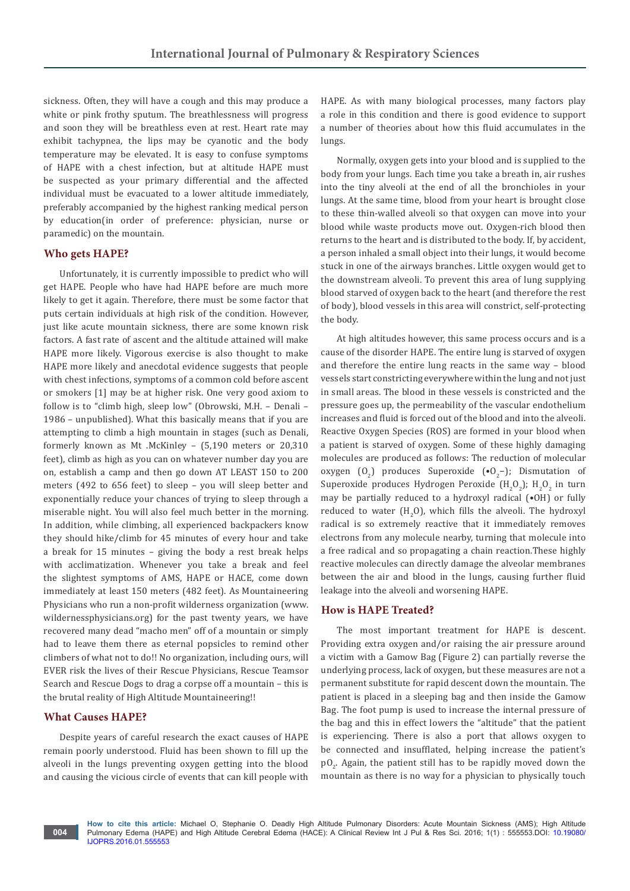sickness. Often, they will have a cough and this may produce a white or pink frothy sputum. The breathlessness will progress and soon they will be breathless even at rest. Heart rate may exhibit tachypnea, the lips may be cyanotic and the body temperature may be elevated. It is easy to confuse symptoms of HAPE with a chest infection, but at altitude HAPE must be suspected as your primary differential and the affected individual must be evacuated to a lower altitude immediately, preferably accompanied by the highest ranking medical person by education(in order of preference: physician, nurse or paramedic) on the mountain.

## Who gets HAPE?

Unfortunately, it is currently impossible to predict who will get HAPE. People who have had HAPE before are much more likely to get it again. Therefore, there must be some factor that puts certain individuals at high risk of the condition. However, just like acute mountain sickness, there are some known risk factors. A fast rate of ascent and the altitude attained will make HAPE more likely. Vigorous exercise is also thought to make HAPE more likely and anecdotal evidence suggests that people with chest infections, symptoms of a common cold before ascent or smokers [1] may be at higher risk. One very good axiom to follow is to "climb high, sleep low" (Obrowski, M.H. – Denali – 1986 – unpublished). What this basically means that if you are attempting to climb a high mountain in stages (such as Denali, formerly known as Mt .McKinley – (5,190 meters or 20,310 feet), climb as high as you can on whatever number day you are on, establish a camp and then go down AT LEAST 150 to 200 meters (492 to 656 feet) to sleep – you will sleep better and exponentially reduce your chances of trying to sleep through a miserable night. You will also feel much better in the morning. In addition, while climbing, all experienced backpackers know they should hike/climb for 45 minutes of every hour and take a break for 15 minutes – giving the body a rest break helps with acclimatization. Whenever you take a break and feel the slightest symptoms of AMS, HAPE or HACE, come down immediately at least 150 meters (482 feet). As Mountaineering Physicians who run a non-profit wilderness organization (www.wildernessphysicians.org) for the past twenty years, we have recovered many dead "macho men" off of a mountain or simply had to leave them there as eternal popsicles to remind other climbers of what not to do!! No organization, including ours, will EVER risk the lives of their Rescue Physicians, Rescue Teamsor Search and Rescue Dogs to drag a corpse off a mountain – this is the brutal reality of High Altitude Mountaineering!!

## What Causes HAPE?

Despite years of careful research the exact causes of HAPE remain poorly understood. Fluid has been shown to fill up the alveoli in the lungs preventing oxygen getting into the blood and causing the vicious circle of events that can kill people with HAPE. As with many biological processes, many factors play a role in this condition and there is good evidence to support a number of theories about how this fluid accumulates in the lungs.

Normally, oxygen gets into your blood and is supplied to the body from your lungs. Each time you take a breath in, air rushes into the tiny alveoli at the end of all the bronchioles in your lungs. At the same time, blood from your heart is brought close to these thin-walled alveoli so that oxygen can move into your blood while waste products move out. Oxygen-rich blood then returns to the heart and is distributed to the body. If, by accident, a person inhaled a small object into their lungs, it would become stuck in one of the airways branches. Little oxygen would get to the downstream alveoli. To prevent this area of lung supplying blood starved of oxygen back to the heart (and therefore the rest of body), blood vessels in this area will constrict, self-protecting the body.

At high altitudes however, this same process occurs and is a cause of the disorder HAPE. The entire lung is starved of oxygen and therefore the entire lung reacts in the same way – blood vessels start constricting everywhere within the lung and not just in small areas. The blood in these vessels is constricted and the pressure goes up, the permeability of the vascular endothelium increases and fluid is forced out of the blood and into the alveoli. Reactive Oxygen Species (ROS) are formed in your blood when a patient is starved of oxygen. Some of these highly damaging molecules are produced as follows: The reduction of molecular oxygen ($O_2$) produces Superoxide ($\bullet O_2^-$); Dismutation of Superoxide produces Hydrogen Peroxide ($H_2O_2$); $H_2O_2$ in turn may be partially reduced to a hydroxyl radical ($\bullet OH$) or fully reduced to water ($H_2O$), which fills the alveoli. The hydroxyl radical is so extremely reactive that it immediately removes electrons from any molecule nearby, turning that molecule into a free radical and so propagating a chain reaction.These highly reactive molecules can directly damage the alveolar membranes between the air and blood in the lungs, causing further fluid leakage into the alveoli and worsening HAPE.

## How is HAPE Treated?

The most important treatment for HAPE is descent. Providing extra oxygen and/or raising the air pressure around a victim with a Gamow Bag (Figure 2) can partially reverse the underlying process, lack of oxygen, but these measures are not a permanent substitute for rapid descent down the mountain. The patient is placed in a sleeping bag and then inside the Gamow Bag. The foot pump is used to increase the internal pressure of the bag and this in effect lowers the "altitude" that the patient is experiencing. There is also a port that allows oxygen to be connected and insufflated, helping increase the patient's $pO_2$. Again, the patient still has to be rapidly moved down the mountain as there is no way for a physician to physically touch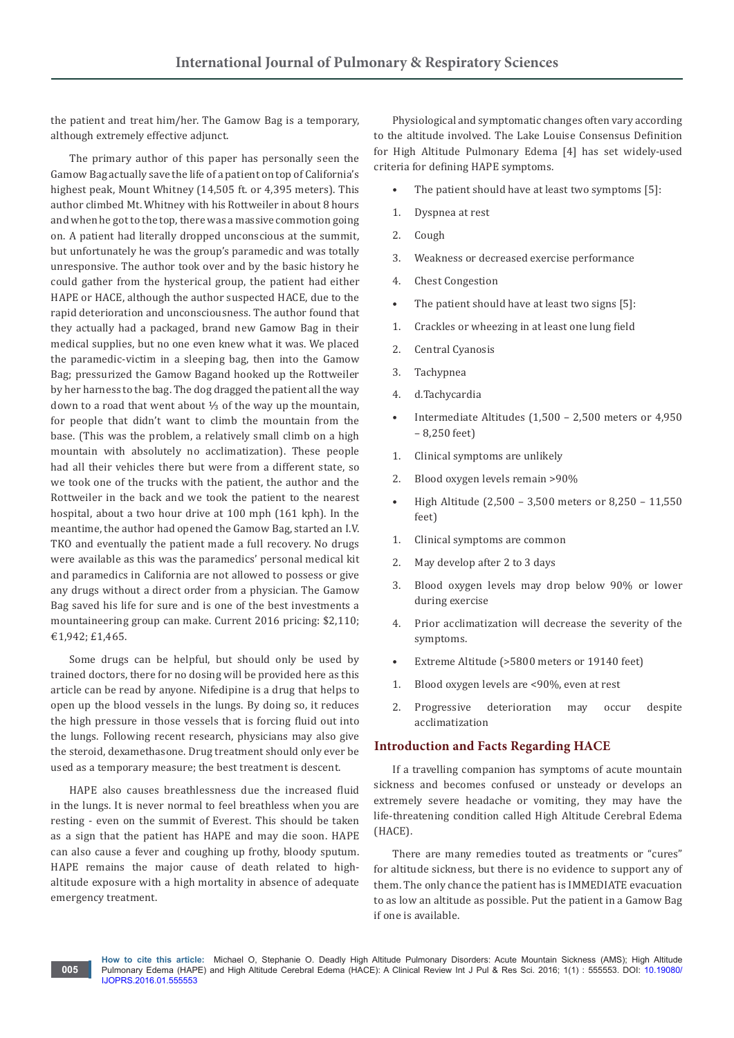the patient and treat him/her. The Gamow Bag is a temporary, although extremely effective adjunct.

The primary author of this paper has personally seen the Gamow Bag actually save the life of a patient on top of California's highest peak, Mount Whitney (14,505 ft. or 4,395 meters). This author climbed Mt. Whitney with his Rottweiler in about 8 hours and when he got to the top, there was a massive commotion going on. A patient had literally dropped unconscious at the summit, but unfortunately he was the group's paramedic and was totally unresponsive. The author took over and by the basic history he could gather from the hysterical group, the patient had either HAPE or HACE, although the author suspected HACE, due to the rapid deterioration and unconsciousness. The author found that they actually had a packaged, brand new Gamow Bag in their medical supplies, but no one even knew what it was. We placed the paramedic-victim in a sleeping bag, then into the Gamow Bag; pressurized the Gamow Bagand hooked up the Rottweiler by her harness to the bag. The dog dragged the patient all the way down to a road that went about ⅓ of the way up the mountain, for people that didn't want to climb the mountain from the base. (This was the problem, a relatively small climb on a high mountain with absolutely no acclimatization). These people had all their vehicles there but were from a different state, so we took one of the trucks with the patient, the author and the Rottweiler in the back and we took the patient to the nearest hospital, about a two hour drive at 100 mph (161 kph). In the meantime, the author had opened the Gamow Bag, started an I.V. TKO and eventually the patient made a full recovery. No drugs were available as this was the paramedics' personal medical kit and paramedics in California are not allowed to possess or give any drugs without a direct order from a physician. The Gamow Bag saved his life for sure and is one of the best investments a mountaineering group can make. Current 2016 pricing: $2,110; €1,942; £1,465.

Some drugs can be helpful, but should only be used by trained doctors, there for no dosing will be provided here as this article can be read by anyone. Nifedipine is a drug that helps to open up the blood vessels in the lungs. By doing so, it reduces the high pressure in those vessels that is forcing fluid out into the lungs. Following recent research, physicians may also give the steroid, dexamethasone. Drug treatment should only ever be used as a temporary measure; the best treatment is descent.

HAPE also causes breathlessness due the increased fluid in the lungs. It is never normal to feel breathless when you are resting - even on the summit of Everest. This should be taken as a sign that the patient has HAPE and may die soon. HAPE can also cause a fever and coughing up frothy, bloody sputum. HAPE remains the major cause of death related to high-altitude exposure with a high mortality in absence of adequate emergency treatment.

Physiological and symptomatic changes often vary according to the altitude involved. The Lake Louise Consensus Definition for High Altitude Pulmonary Edema [4] has set widely-used criteria for defining HAPE symptoms.

- The patient should have at least two symptoms [5]:

1. Dyspnea at rest
2. Cough
3. Weakness or decreased exercise performance
4. Chest Congestion

- The patient should have at least two signs [5]:

1. Crackles or wheezing in at least one lung field
2. Central Cyanosis
3. Tachypnea
4. d.Tachycardia

- Intermediate Altitudes (1,500 – 2,500 meters or 4,950 – 8,250 feet)

1. Clinical symptoms are unlikely
2. Blood oxygen levels remain >90%

- High Altitude (2,500 – 3,500 meters or 8,250 – 11,550 feet)

1. Clinical symptoms are common
2. May develop after 2 to 3 days
3. Blood oxygen levels may drop below 90% or lower during exercise
4. Prior acclimatization will decrease the severity of the symptoms.

- Extreme Altitude (>5800 meters or 19140 feet)

1. Blood oxygen levels are <90%, even at rest
2. Progressive deterioration may occur despite acclimatization

## Introduction and Facts Regarding HACE

If a travelling companion has symptoms of acute mountain sickness and becomes confused or unsteady or develops an extremely severe headache or vomiting, they may have the life-threatening condition called High Altitude Cerebral Edema (HACE).

There are many remedies touted as treatments or "cures" for altitude sickness, but there is no evidence to support any of them. The only chance the patient has is IMMEDIATE evacuation to as low an altitude as possible. Put the patient in a Gamow Bag if one is available.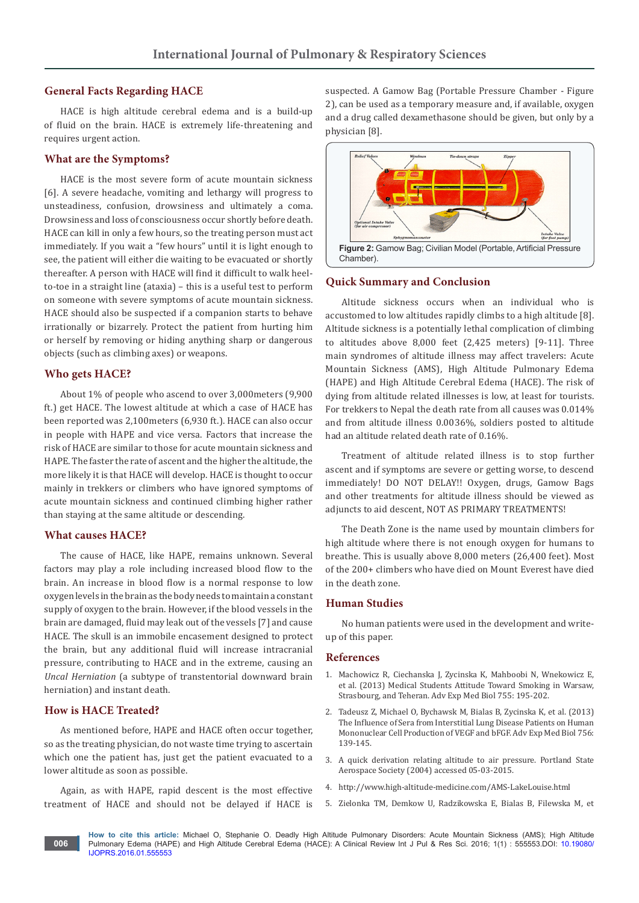## General Facts Regarding HACE

HACE is high altitude cerebral edema and is a build-up of fluid on the brain. HACE is extremely life-threatening and requires urgent action.

## What are the Symptoms?

HACE is the most severe form of acute mountain sickness [6]. A severe headache, vomiting and lethargy will progress to unsteadiness, confusion, drowsiness and ultimately a coma. Drowsiness and loss of consciousness occur shortly before death. HACE can kill in only a few hours, so the treating person must act immediately. If you wait a "few hours" until it is light enough to see, the patient will either die waiting to be evacuated or shortly thereafter. A person with HACE will find it difficult to walk heel-to-toe in a straight line (ataxia) – this is a useful test to perform on someone with severe symptoms of acute mountain sickness. HACE should also be suspected if a companion starts to behave irrationally or bizarrely. Protect the patient from hurting him or herself by removing or hiding anything sharp or dangerous objects (such as climbing axes) or weapons.

## Who gets HACE?

About 1% of people who ascend to over 3,000meters (9,900 ft.) get HACE. The lowest altitude at which a case of HACE has been reported was 2,100meters (6,930 ft.). HACE can also occur in people with HAPE and vice versa. Factors that increase the risk of HACE are similar to those for acute mountain sickness and HAPE. The faster the rate of ascent and the higher the altitude, the more likely it is that HACE will develop. HACE is thought to occur mainly in trekkers or climbers who have ignored symptoms of acute mountain sickness and continued climbing higher rather than staying at the same altitude or descending.

## What causes HACE?

The cause of HACE, like HAPE, remains unknown. Several factors may play a role including increased blood flow to the brain. An increase in blood flow is a normal response to low oxygen levels in the brain as the body needs to maintain a constant supply of oxygen to the brain. However, if the blood vessels in the brain are damaged, fluid may leak out of the vessels [7] and cause HACE. The skull is an immobile encasement designed to protect the brain, but any additional fluid will increase intracranial pressure, contributing to HACE and in the extreme, causing an *Uncal Herniation* (a subtype of transtentorial downward brain herniation) and instant death.

## How is HACE Treated?

As mentioned before, HAPE and HACE often occur together, so as the treating physician, do not waste time trying to ascertain which one the patient has, just get the patient evacuated to a lower altitude as soon as possible.

Again, as with HAPE, rapid descent is the most effective treatment of HACE and should not be delayed if HACE is suspected. A Gamow Bag (Portable Pressure Chamber - Figure 2), can be used as a temporary measure and, if available, oxygen and a drug called dexamethasone should be given, but only by a physician [8].

**Figure 2:** Gamow Bag; Civilian Model (Portable, Artificial Pressure Chamber).

## Quick Summary and Conclusion

Altitude sickness occurs when an individual who is accustomed to low altitudes rapidly climbs to a high altitude [8]. Altitude sickness is a potentially lethal complication of climbing to altitudes above 8,000 feet (2,425 meters) [9-11]. Three main syndromes of altitude illness may affect travelers: Acute Mountain Sickness (AMS), High Altitude Pulmonary Edema (HAPE) and High Altitude Cerebral Edema (HACE). The risk of dying from altitude related illnesses is low, at least for tourists. For trekkers to Nepal the death rate from all causes was 0.014% and from altitude illness 0.0036%, soldiers posted to altitude had an altitude related death rate of 0.16%.

Treatment of altitude related illness is to stop further ascent and if symptoms are severe or getting worse, to descend immediately! DO NOT DELAY!! Oxygen, drugs, Gamow Bags and other treatments for altitude illness should be viewed as adjuncts to aid descent, NOT AS PRIMARY TREATMENTS!

The Death Zone is the name used by mountain climbers for high altitude where there is not enough oxygen for humans to breathe. This is usually above 8,000 meters (26,400 feet). Most of the 200+ climbers who have died on Mount Everest have died in the death zone.

## Human Studies

No human patients were used in the development and write-up of this paper.

## References

1. Machowicz R, Ciechanska J, Zycinska K, Mahboobi N, Wnekowicz E, et al. (2013) Medical Students Attitude Toward Smoking in Warsaw, Strasbourg, and Teheran. Adv Exp Med Biol 755: 195-202.
2. Tadeusz Z, Michael O, Bychawsk M, Bialas B, Zycinska K, et al. (2013) The Influence of Sera from Interstitial Lung Disease Patients on Human Mononuclear Cell Production of VEGF and bFGF. Adv Exp Med Biol 756: 139-145.
3. A quick derivation relating altitude to air pressure. Portland State Aerospace Society (2004) accessed 05-03-2015.
4. http://www.high-altitude-medicine.com/AMS-LakeLouise.html
5. Zielonka TM, Demkow U, Radzikowska E, Bialas B, Filewska M, et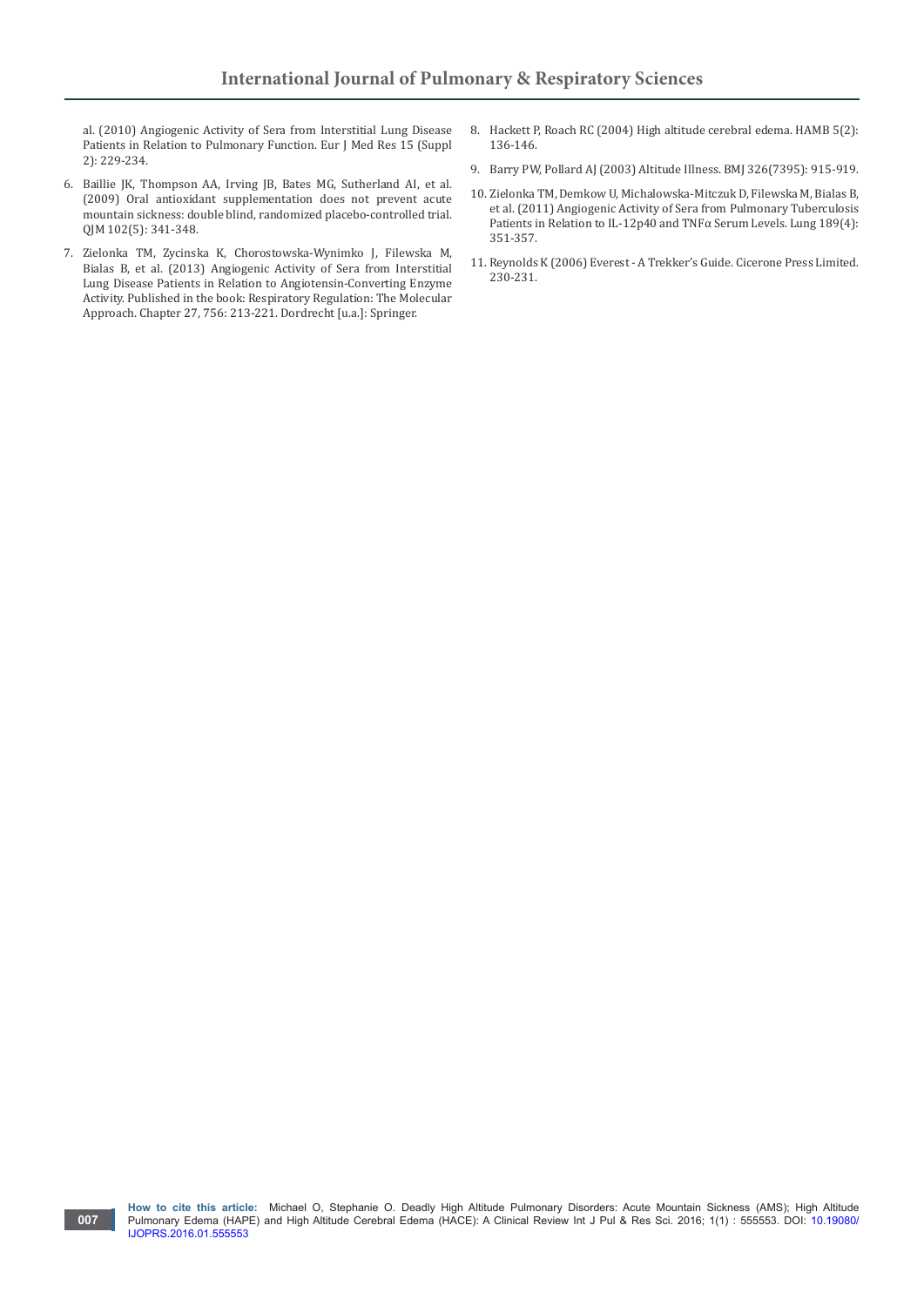al. (2010) Angiogenic Activity of Sera from Interstitial Lung Disease Patients in Relation to Pulmonary Function. Eur J Med Res 15 (Suppl 2): 229-234.

6. Baillie JK, Thompson AA, Irving JB, Bates MG, Sutherland AI, et al. (2009) Oral antioxidant supplementation does not prevent acute mountain sickness: double blind, randomized placebo-controlled trial. QJM 102(5): 341-348.

7. Zielonka TM, Zycinska K, Chorostowska-Wynimko J, Filewska M, Bialas B, et al. (2013) Angiogenic Activity of Sera from Interstitial Lung Disease Patients in Relation to Angiotensin-Converting Enzyme Activity. Published in the book: Respiratory Regulation: The Molecular Approach. Chapter 27, 756: 213-221. Dordrecht [u.a.]: Springer.

8. Hackett P, Roach RC (2004) High altitude cerebral edema. HAMB 5(2): 136-146.

9. Barry PW, Pollard AJ (2003) Altitude Illness. BMJ 326(7395): 915-919.

10. Zielonka TM, Demkow U, Michalowska-Mitczuk D, Filewska M, Bialas B, et al. (2011) Angiogenic Activity of Sera from Pulmonary Tuberculosis Patients in Relation to IL-12p40 and TNFα Serum Levels. Lung 189(4): 351-357.

11. Reynolds K (2006) Everest - A Trekker's Guide. Cicerone Press Limited. 230-231.

**How to cite this article:** Michael O, Stephanie O. Deadly High Altitude Pulmonary Disorders: Acute Mountain Sickness (AMS); High Altitude Pulmonary Edema (HAPE) and High Altitude Cerebral Edema (HACE): A Clinical Review Int J Pul & Res Sci. 2016; 1(1) : 555553. DOI: 10.19080/IJOPRS.2016.01.555553